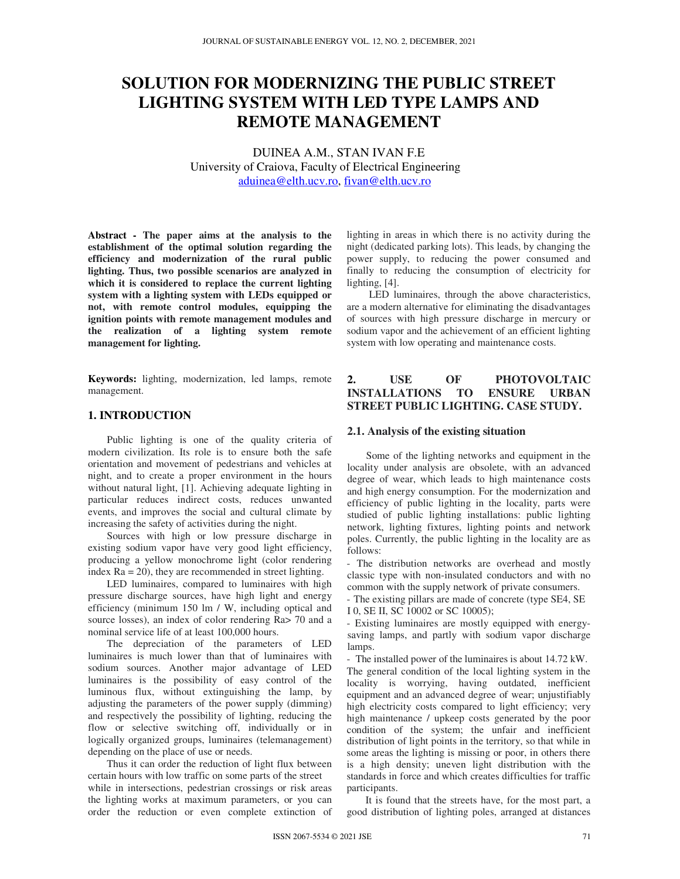# SOLUTION FOR MODERNIZING THE PUBLIC STREET LIGHTING SYSTEM WITH LED TYPE LAMPS AND REMOTE MANAGEMENT

DUINEA A.M., STAN IVAN F.E  
University of Craiova, Faculty of Electrical Engineering  
aduinea@elth.ucv.ro, fivan@elth.ucv.ro

**Abstract - The paper aims at the analysis to the establishment of the optimal solution regarding the efficiency and modernization of the rural public lighting. Thus, two possible scenarios are analyzed in which it is considered to replace the current lighting system with a lighting system with LEDs equipped or not, with remote control modules, equipping the ignition points with remote management modules and the realization of a lighting system remote management for lighting.**

**Keywords:** lighting, modernization, led lamps, remote management.

## 1. INTRODUCTION

Public lighting is one of the quality criteria of modern civilization. Its role is to ensure both the safe orientation and movement of pedestrians and vehicles at night, and to create a proper environment in the hours without natural light, [1]. Achieving adequate lighting in particular reduces indirect costs, reduces unwanted events, and improves the social and cultural climate by increasing the safety of activities during the night.

Sources with high or low pressure discharge in existing sodium vapor have very good light efficiency, producing a yellow monochrome light (color rendering index Ra = 20), they are recommended in street lighting.

LED luminaires, compared to luminaires with high pressure discharge sources, have high light and energy efficiency (minimum 150 lm / W, including optical and source losses), an index of color rendering Ra> 70 and a nominal service life of at least 100,000 hours.

The depreciation of the parameters of LED luminaires is much lower than that of luminaires with sodium sources. Another major advantage of LED luminaires is the possibility of easy control of the luminous flux, without extinguishing the lamp, by adjusting the parameters of the power supply (dimming) and respectively the possibility of lighting, reducing the flow or selective switching off, individually or in logically organized groups, luminaires (telemanagement) depending on the place of use or needs.

Thus it can order the reduction of light flux between certain hours with low traffic on some parts of the street while in intersections, pedestrian crossings or risk areas the lighting works at maximum parameters, or you can order the reduction or even complete extinction of lighting in areas in which there is no activity during the night (dedicated parking lots). This leads, by changing the power supply, to reducing the power consumed and finally to reducing the consumption of electricity for lighting, [4].

LED luminaires, through the above characteristics, are a modern alternative for eliminating the disadvantages of sources with high pressure discharge in mercury or sodium vapor and the achievement of an efficient lighting system with low operating and maintenance costs.

## 2. USE OF PHOTOVOLTAIC INSTALLATIONS TO ENSURE URBAN STREET PUBLIC LIGHTING. CASE STUDY.

### 2.1. Analysis of the existing situation

Some of the lighting networks and equipment in the locality under analysis are obsolete, with an advanced degree of wear, which leads to high maintenance costs and high energy consumption. For the modernization and efficiency of public lighting in the locality, parts were studied of public lighting installations: public lighting network, lighting fixtures, lighting points and network poles. Currently, the public lighting in the locality are as follows:

- The distribution networks are overhead and mostly classic type with non-insulated conductors and with no common with the supply network of private consumers.
- The existing pillars are made of concrete (type SE4, SE I 0, SE II, SC 10002 or SC 10005);
- Existing luminaires are mostly equipped with energy-saving lamps, and partly with sodium vapor discharge lamps.
- The installed power of the luminaires is about 14.72 kW.

The general condition of the local lighting system in the locality is worrying, having outdated, inefficient equipment and an advanced degree of wear; unjustifiably high electricity costs compared to light efficiency; very high maintenance / upkeep costs generated by the poor condition of the system; the unfair and inefficient distribution of light points in the territory, so that while in some areas the lighting is missing or poor, in others there is a high density; uneven light distribution with the standards in force and which creates difficulties for traffic participants.

It is found that the streets have, for the most part, a good distribution of lighting poles, arranged at distances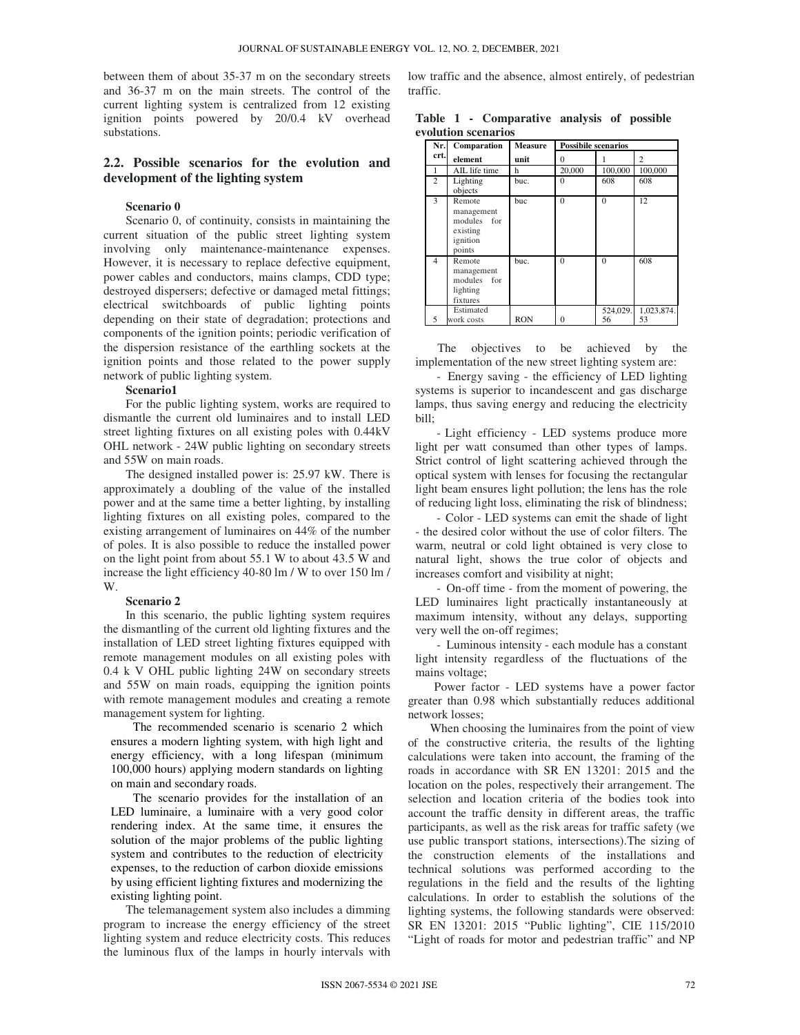between them of about 35-37 m on the secondary streets and 36-37 m on the main streets. The control of the current lighting system is centralized from 12 existing ignition points powered by 20/0.4 kV overhead substations.

## 2.2. Possible scenarios for the evolution and development of the lighting system

**Scenario 0**

Scenario 0, of continuity, consists in maintaining the current situation of the public street lighting system involving only maintenance-maintenance expenses. However, it is necessary to replace defective equipment, power cables and conductors, mains clamps, CDD type; destroyed dispersers; defective or damaged metal fittings; electrical switchboards of public lighting points depending on their state of degradation; protections and components of the ignition points; periodic verification of the dispersion resistance of the earthling sockets at the ignition points and those related to the power supply network of public lighting system.

**Scenario1**

For the public lighting system, works are required to dismantle the current old luminaires and to install LED street lighting fixtures on all existing poles with 0.44kV OHL network - 24W public lighting on secondary streets and 55W on main roads.

The designed installed power is: 25.97 kW. There is approximately a doubling of the value of the installed power and at the same time a better lighting, by installing lighting fixtures on all existing poles, compared to the existing arrangement of luminaires on 44% of the number of poles. It is also possible to reduce the installed power on the light point from about 55.1 W to about 43.5 W and increase the light efficiency 40-80 lm / W to over 150 lm / W.

**Scenario 2**

In this scenario, the public lighting system requires the dismantling of the current old lighting fixtures and the installation of LED street lighting fixtures equipped with remote management modules on all existing poles with 0.4 k V OHL public lighting 24W on secondary streets and 55W on main roads, equipping the ignition points with remote management modules and creating a remote management system for lighting.

The recommended scenario is scenario 2 which ensures a modern lighting system, with high light and energy efficiency, with a long lifespan (minimum 100,000 hours) applying modern standards on lighting on main and secondary roads.

The scenario provides for the installation of an LED luminaire, a luminaire with a very good color rendering index. At the same time, it ensures the solution of the major problems of the public lighting system and contributes to the reduction of electricity expenses, to the reduction of carbon dioxide emissions by using efficient lighting fixtures and modernizing the existing lighting point.

The telemanagement system also includes a dimming program to increase the energy efficiency of the street lighting system and reduce electricity costs. This reduces the luminous flux of the lamps in hourly intervals with low traffic and the absence, almost entirely, of pedestrian traffic.

**Table 1 - Comparative analysis of possible evolution scenarios**

| Nr. crt. | Comparation element | Measure unit | Possibile scenarios | | |
|---|---|---|---|---|---|
| | | | 0 | 1 | 2 |
| 1 | AIL life time | h | 20,000 | 100,000 | 100,000 |
| 2 | Lighting objects | buc. | 0 | 608 | 608 |
| 3 | Remote management modules for existing ignition points | buc | 0 | 0 | 12 |
| 4 | Remote management modules for lighting fixtures | buc. | 0 | 0 | 608 |
| 5 | Estimated work costs | RON | 0 | 524,029.56 | 1,023,874.53 |

The objectives to be achieved by the implementation of the new street lighting system are:

- Energy saving - the efficiency of LED lighting systems is superior to incandescent and gas discharge lamps, thus saving energy and reducing the electricity bill;
- Light efficiency - LED systems produce more light per watt consumed than other types of lamps. Strict control of light scattering achieved through the optical system with lenses for focusing the rectangular light beam ensures light pollution; the lens has the role of reducing light loss, eliminating the risk of blindness;
- Color - LED systems can emit the shade of light - the desired color without the use of color filters. The warm, neutral or cold light obtained is very close to natural light, shows the true color of objects and increases comfort and visibility at night;
- On-off time - from the moment of powering, the LED luminaires light practically instantaneously at maximum intensity, without any delays, supporting very well the on-off regimes;
- Luminous intensity - each module has a constant light intensity regardless of the fluctuations of the mains voltage;

Power factor - LED systems have a power factor greater than 0.98 which substantially reduces additional network losses;

When choosing the luminaires from the point of view of the constructive criteria, the results of the lighting calculations were taken into account, the framing of the roads in accordance with SR EN 13201: 2015 and the location on the poles, respectively their arrangement. The selection and location criteria of the bodies took into account the traffic density in different areas, the traffic participants, as well as the risk areas for traffic safety (we use public transport stations, intersections).The sizing of the construction elements of the installations and technical solutions was performed according to the regulations in the field and the results of the lighting calculations. In order to establish the solutions of the lighting systems, the following standards were observed: SR EN 13201: 2015 "Public lighting", CIE 115/2010 "Light of roads for motor and pedestrian traffic" and NP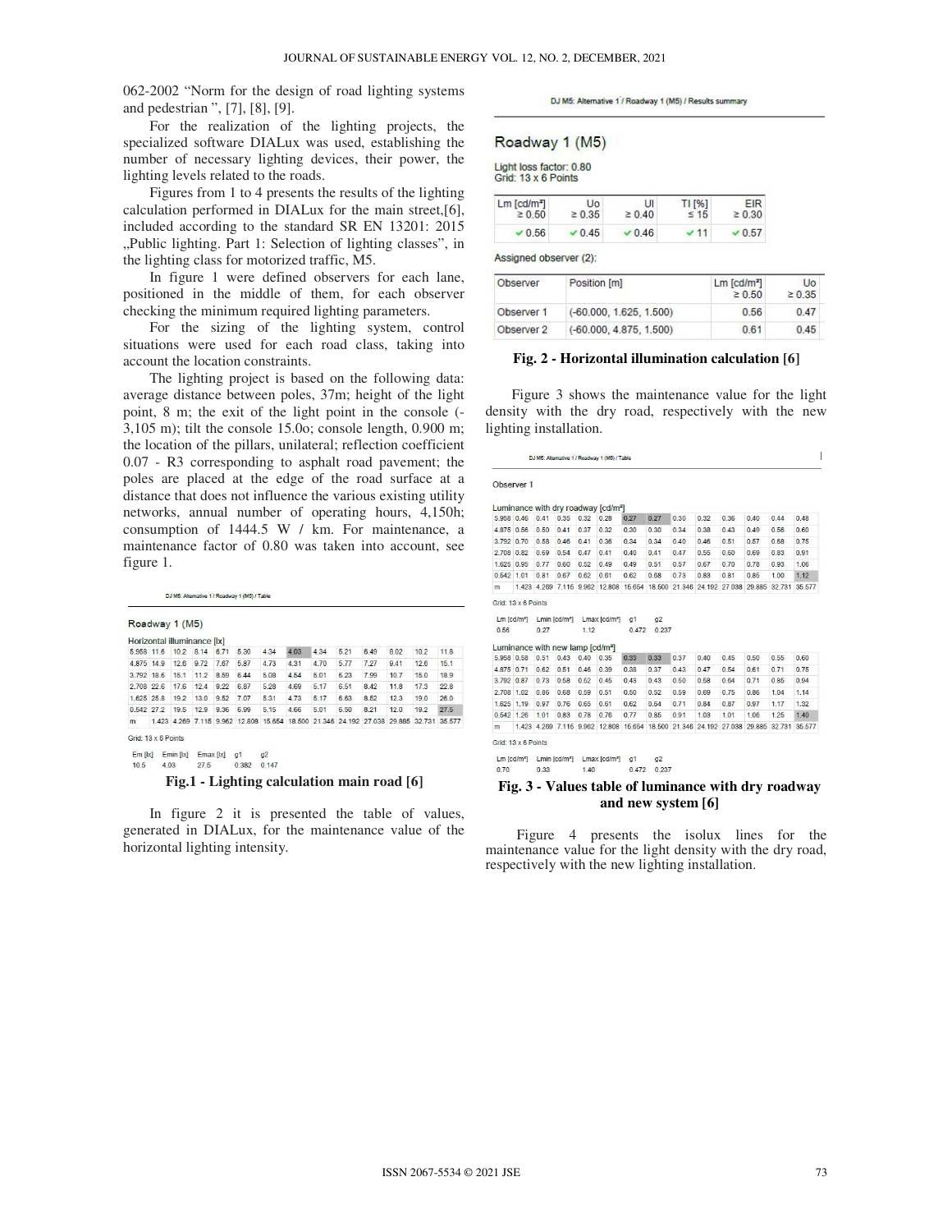062-2002 "Norm for the design of road lighting systems and pedestrian ", [7], [8], [9].

For the realization of the lighting projects, the specialized software DIALux was used, establishing the number of necessary lighting devices, their power, the lighting levels related to the roads.

Figures from 1 to 4 presents the results of the lighting calculation performed in DIALux for the main street,[6], included according to the standard SR EN 13201: 2015 „Public lighting. Part 1: Selection of lighting classes", in the lighting class for motorized traffic, M5.

In figure 1 were defined observers for each lane, positioned in the middle of them, for each observer checking the minimum required lighting parameters.

For the sizing of the lighting system, control situations were used for each road class, taking into account the location constraints.

The lighting project is based on the following data: average distance between poles, 37m; height of the light point, 8 m; the exit of the light point in the console (-3,105 m); tilt the console 15.0o; console length, 0.900 m; the location of the pillars, unilateral; reflection coefficient 0.07 - R3 corresponding to asphalt road pavement; the poles are placed at the edge of the road surface at a distance that does not influence the various existing utility networks, annual number of operating hours, 4,150h; consumption of 1444.5 W / km. For maintenance, a maintenance factor of 0.80 was taken into account, see figure 1.

DJ M5: Alternative 1 / Roadway 1 (M5) / Table

Roadway 1 (M5)

Horizontal illuminance [lx]

| | | | | | | | | | | | | | |
|---|---|---|---|---|---|---|---|---|---|---|---|---|---|
| 5.958 | 11.6 | 10.2 | 8.14 | 6.71 | 5.30 | 4.34 | 4.03 | 4.34 | 5.21 | 6.49 | 8.02 | 10.2 | 11.8 |
| 4.875 | 14.9 | 12.6 | 9.72 | 7.67 | 5.87 | 4.73 | 4.31 | 4.70 | 5.77 | 7.27 | 9.41 | 12.6 | 15.1 |
| 3.792 | 18.6 | 15.1 | 11.2 | 8.59 | 6.44 | 5.08 | 4.54 | 5.01 | 6.23 | 7.99 | 10.7 | 15.0 | 18.9 |
| 2.708 | 22.6 | 17.6 | 12.4 | 9.22 | 6.87 | 5.28 | 4.69 | 5.17 | 6.51 | 8.42 | 11.8 | 17.3 | 22.8 |
| 1.625 | 25.8 | 19.2 | 13.0 | 9.52 | 7.07 | 5.31 | 4.73 | 5.17 | 6.63 | 8.52 | 12.3 | 19.0 | 26.0 |
| 0.542 | 27.2 | 19.5 | 12.9 | 9.36 | 6.99 | 5.15 | 4.66 | 5.01 | 6.50 | 8.21 | 12.0 | 19.2 | 27.5 |
| m | 1.423 | 4.269 | 7.115 | 9.962 | 12.808 | 15.654 | 18.500 | 21.346 | 24.192 | 27.038 | 29.885 | 32.731 | 35.577 |

Grid: 13 x 6 Points

| Em [lx] | Emin [lx] | Emax [lx] | g1 | g2 |
|---|---|---|---|---|
| 10.5 | 4.03 | 27.5 | 0.382 | 0.147 |

**Fig.1 - Lighting calculation main road [6]**

In figure 2 it is presented the table of values, generated in DIALux, for the maintenance value of the horizontal lighting intensity.

DJ M5: Alternative 1 / Roadway 1 (M5) / Results summary

Roadway 1 (M5)

Light loss factor: 0.80
Grid: 13 x 6 Points

| Lm [cd/m²] ≥ 0.50 | Uo ≥ 0.35 | Ul ≥ 0.40 | TI [%] ≤ 15 | EIR ≥ 0.30 |
|---|---|---|---|---|
| ✓ 0.56 | ✓ 0.45 | ✓ 0.46 | ✓ 11 | ✓ 0.57 |

Assigned observer (2):

| Observer | Position [m] | Lm [cd/m²] ≥ 0.50 | Uo ≥ 0.35 |
|---|---|---|---|
| Observer 1 | (-60.000, 1.625, 1.500) | 0.56 | 0.47 |
| Observer 2 | (-60.000, 4.875, 1.500) | 0.61 | 0.45 |

**Fig. 2 - Horizontal illumination calculation [6]**

Figure 3 shows the maintenance value for the light density with the dry road, respectively with the new lighting installation.

DJ M5: Alternative 1 / Roadway 1 (M5) / Table

Observer 1

Luminance with dry roadway [cd/m²]

| | | | | | | | | | | | | | |
|---|---|---|---|---|---|---|---|---|---|---|---|---|---|
| 5.958 | 0.46 | 0.41 | 0.35 | 0.32 | 0.28 | 0.27 | 0.27 | 0.30 | 0.32 | 0.36 | 0.40 | 0.44 | 0.48 |
| 4.875 | 0.56 | 0.50 | 0.41 | 0.37 | 0.32 | 0.30 | 0.30 | 0.34 | 0.38 | 0.43 | 0.49 | 0.56 | 0.60 |
| 3.792 | 0.70 | 0.58 | 0.46 | 0.41 | 0.36 | 0.34 | 0.34 | 0.40 | 0.46 | 0.51 | 0.57 | 0.68 | 0.75 |
| 2.708 | 0.82 | 0.69 | 0.54 | 0.47 | 0.41 | 0.40 | 0.41 | 0.47 | 0.55 | 0.60 | 0.69 | 0.83 | 0.91 |
| 1.625 | 0.95 | 0.77 | 0.60 | 0.52 | 0.49 | 0.49 | 0.51 | 0.57 | 0.67 | 0.70 | 0.78 | 0.93 | 1.06 |
| 0.542 | 1.01 | 0.81 | 0.67 | 0.62 | 0.61 | 0.62 | 0.68 | 0.73 | 0.83 | 0.81 | 0.85 | 1.00 | 1.12 |
| m | 1.423 | 4.269 | 7.116 | 9.962 | 12.808 | 15.654 | 18.500 | 21.346 | 24.192 | 27.038 | 29.885 | 32.731 | 35.577 |

Grid: 13 x 6 Points

| Lm [cd/m²] | Lmin [cd/m²] | Lmax [cd/m²] | g1 | g2 |
|---|---|---|---|---|
| 0.56 | 0.27 | 1.12 | 0.472 | 0.237 |

Luminance with new lamp [cd/m²]

| | | | | | | | | | | | | | |
|---|---|---|---|---|---|---|---|---|---|---|---|---|---|
| 5.958 | 0.58 | 0.51 | 0.43 | 0.40 | 0.35 | 0.33 | 0.33 | 0.37 | 0.40 | 0.45 | 0.50 | 0.55 | 0.60 |
| 4.875 | 0.71 | 0.62 | 0.51 | 0.46 | 0.39 | 0.38 | 0.37 | 0.43 | 0.47 | 0.54 | 0.61 | 0.71 | 0.75 |
| 3.792 | 0.87 | 0.73 | 0.58 | 0.52 | 0.45 | 0.43 | 0.43 | 0.50 | 0.58 | 0.64 | 0.71 | 0.85 | 0.94 |
| 2.708 | 1.02 | 0.86 | 0.68 | 0.59 | 0.51 | 0.50 | 0.52 | 0.59 | 0.69 | 0.75 | 0.86 | 1.04 | 1.14 |
| 1.625 | 1.19 | 0.97 | 0.76 | 0.65 | 0.61 | 0.62 | 0.64 | 0.71 | 0.84 | 0.87 | 0.97 | 1.17 | 1.32 |
| 0.542 | 1.26 | 1.01 | 0.83 | 0.78 | 0.76 | 0.77 | 0.85 | 0.91 | 1.03 | 1.01 | 1.06 | 1.25 | 1.40 |
| m | 1.423 | 4.269 | 7.116 | 9.962 | 12.808 | 15.654 | 18.500 | 21.346 | 24.192 | 27.038 | 29.885 | 32.731 | 35.577 |

Grid: 13 x 6 Points

| Lm [cd/m²] | Lmin [cd/m²] | Lmax [cd/m²] | g1 | g2 |
|---|---|---|---|---|
| 0.70 | 0.33 | 1.40 | 0.472 | 0.237 |

**Fig. 3 - Values table of luminance with dry roadway and new system [6]**

Figure 4 presents the isolux lines for the maintenance value for the light density with the dry road, respectively with the new lighting installation.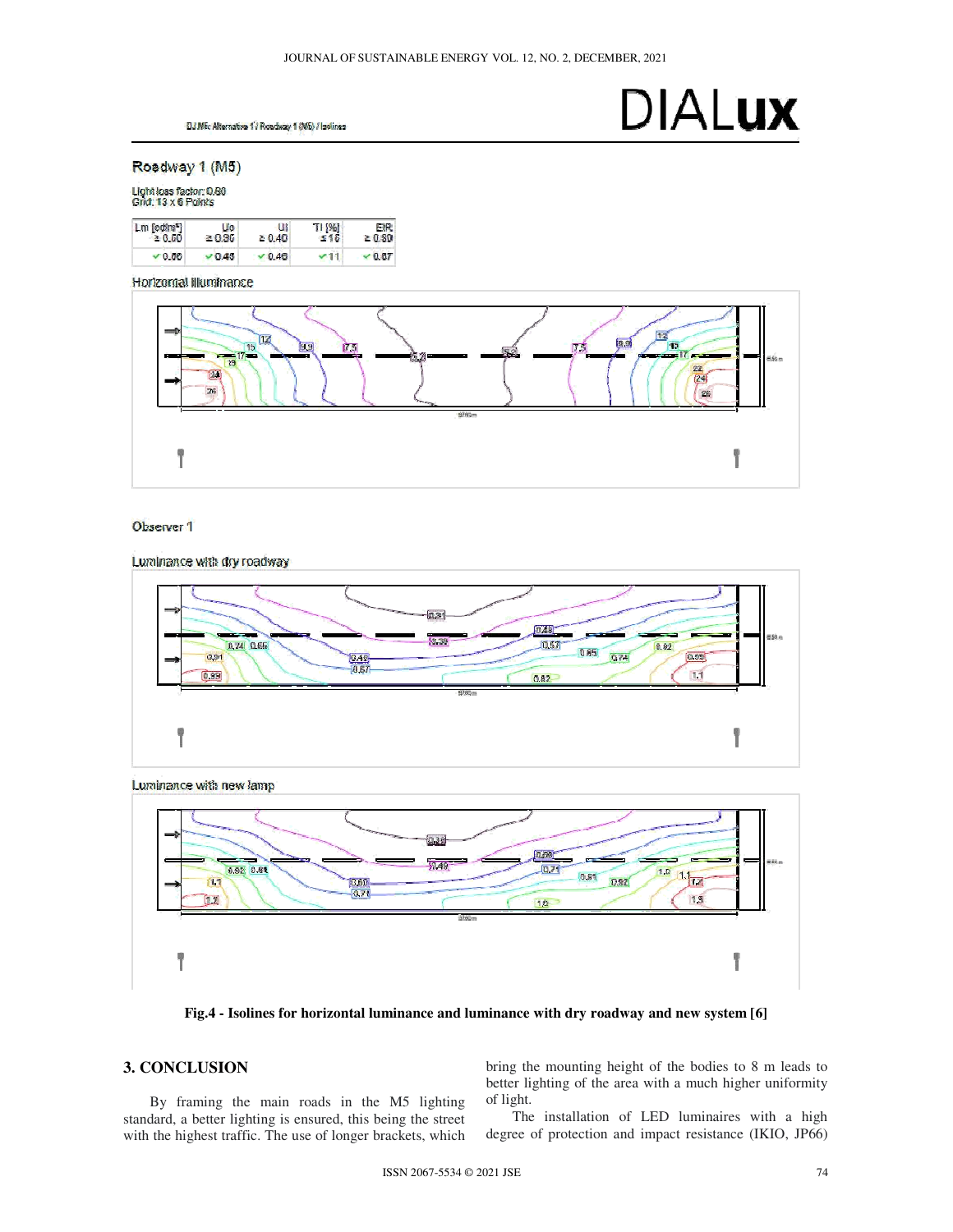DIALux

DJ MK Alternative 1 / Roadway 1 (M5) / Isolines

Roadway 1 (M5)

Light loss factor: 0.80
Grid: 13 x 6 Points

| Lm [cd/m²] ≥ 0.50 | Uo ≥ 0.35 | Ul ≥ 0.40 | TI [%] ≤ 15 | EIR ≥ 0.30 |
|---|---|---|---|---|
| ✓ 0.66 | ✓ 0.45 | ✓ 0.46 | ✓ 11 | ✓ 0.67 |

Horizontal illuminance

Observer 1

Luminance with dry roadway

Luminance with new lamp

**Fig.4 - Isolines for horizontal luminance and luminance with dry roadway and new system [6]**

## 3. CONCLUSION

By framing the main roads in the M5 lighting standard, a better lighting is ensured, this being the street with the highest traffic. The use of longer brackets, which bring the mounting height of the bodies to 8 m leads to better lighting of the area with a much higher uniformity of light.

The installation of LED luminaires with a high degree of protection and impact resistance (IKIO, JP66)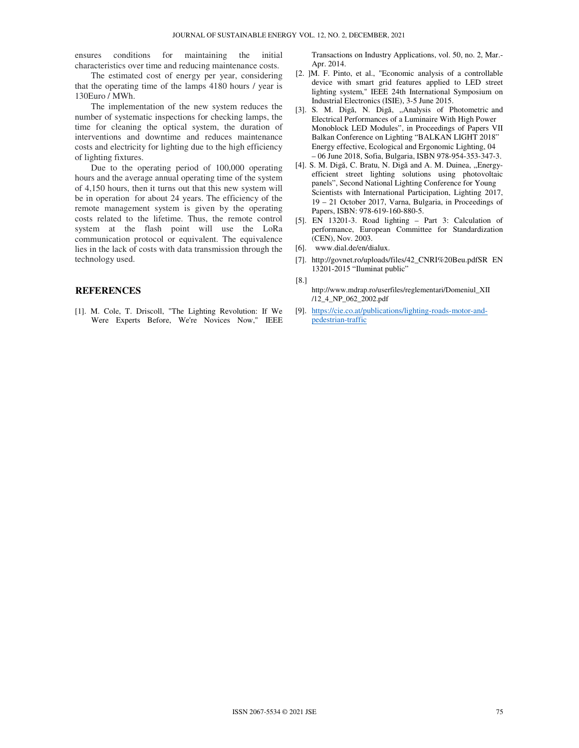ensures conditions for maintaining the initial characteristics over time and reducing maintenance costs.

The estimated cost of energy per year, considering that the operating time of the lamps 4180 hours / year is 130Euro / MWh.

The implementation of the new system reduces the number of systematic inspections for checking lamps, the time for cleaning the optical system, the duration of interventions and downtime and reduces maintenance costs and electricity for lighting due to the high efficiency of lighting fixtures.

Due to the operating period of 100,000 operating hours and the average annual operating time of the system of 4,150 hours, then it turns out that this new system will be in operation for about 24 years. The efficiency of the remote management system is given by the operating costs related to the lifetime. Thus, the remote control system at the flash point will use the LoRa communication protocol or equivalent. The equivalence lies in the lack of costs with data transmission through the technology used.

## REFERENCES

[1]. M. Cole, T. Driscoll, "The Lighting Revolution: If We Were Experts Before, We're Novices Now," IEEE Transactions on Industry Applications, vol. 50, no. 2, Mar.-Apr. 2014.

[2. ]M. F. Pinto, et al., "Economic analysis of a controllable device with smart grid features applied to LED street lighting system," IEEE 24th International Symposium on Industrial Electronics (ISIE), 3-5 June 2015.

[3]. S. M. Digă, N. Digă, „Analysis of Photometric and Electrical Performances of a Luminaire With High Power Monoblock LED Modules", in Proceedings of Papers VII Balkan Conference on Lighting "BALKAN LIGHT 2018" Energy effective, Ecological and Ergonomic Lighting, 04 – 06 June 2018, Sofia, Bulgaria, ISBN 978-954-353-347-3.

[4]. S. M. Digă, C. Bratu, N. Digă and A. M. Duinea, „Energy-efficient street lighting solutions using photovoltaic panels", Second National Lighting Conference for Young Scientists with International Participation, Lighting 2017, 19 – 21 October 2017, Varna, Bulgaria, in Proceedings of Papers, ISBN: 978-619-160-880-5.

[5]. EN 13201-3. Road lighting – Part 3: Calculation of performance, European Committee for Standardization (CEN), Nov. 2003.

[6]. www.dial.de/en/dialux.

[7]. http://govnet.ro/uploads/files/42_CNRI%20Beu.pdfSR EN 13201-2015 "Iluminat public"

[8.] http://www.mdrap.ro/userfiles/reglementari/Domeniul_XII/12_4_NP_062_2002.pdf

[9]. https://cie.co.at/publications/lighting-roads-motor-and-pedestrian-traffic